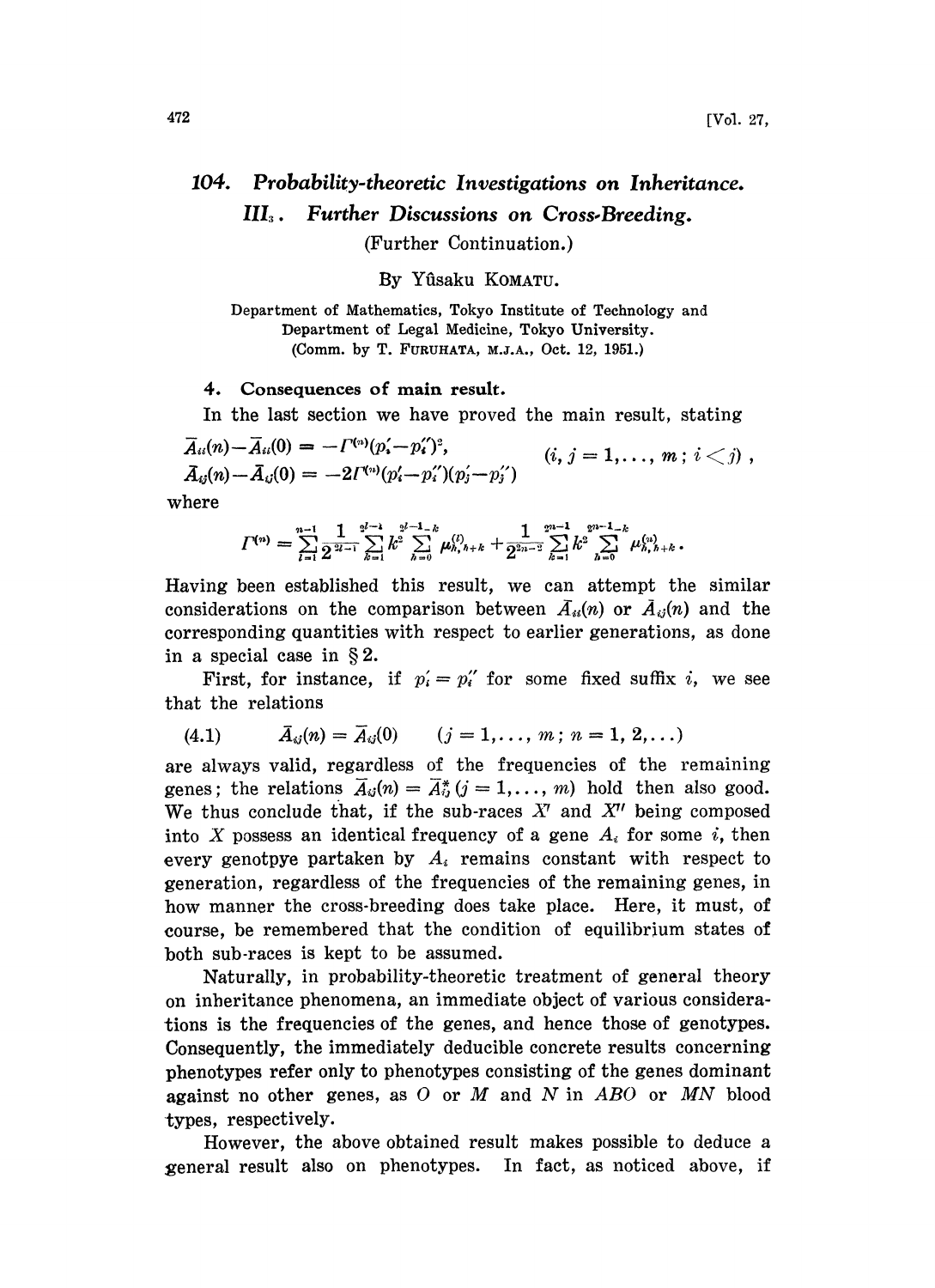# 104. Probability-theoretic Investigations on Inheritance. III$_3$. Further Discussions on Cross-Breeding.

(Further Continuation.)

By Yûsaku KOMATU.

Department of Mathematics, Tokyo Institute of Technology and Department of Legal Medicine, Tokyo University.
(Comm. by T. FURUHATA, M.J.A., Oct. 12, 1951.)

## 4. Consequences of main result.

In the last section we have proved the main result, stating

$$\bar{A}_{ii}(n)-\bar{A}_{ii}(0) = -\Gamma^{(n)}(p_i'-p_i'')^2, \qquad (i, j = 1,\ldots, m\,;\, i<j)\,,$$
$$\bar{A}_{ij}(n)-\bar{A}_{ij}(0) = -2\Gamma^{(n)}(p_i'-p_i'')(p_j'-p_j'')$$

where

$$\Gamma^{(n)} = \sum_{l=1}^{n-1}\frac{1}{2^{2l-1}}\sum_{k=1}^{2^{l-1}}k^2\sum_{h=0}^{2^{l}-1-k}\mu_{h,h+k}^{(l)}+\frac{1}{2^{2n-2}}\sum_{k=1}^{2^{n-1}}k^2\sum_{h=0}^{2^{n}-1-k}\mu_{h,h+k}^{(n)}.$$

Having been established this result, we can attempt the similar considerations on the comparison between $\bar{A}_{ii}(n)$ or $\bar{A}_{ij}(n)$ and the corresponding quantities with respect to earlier generations, as done in a special case in § 2.

First, for instance, if $p_i' = p_i''$ for some fixed suffix $i$, we see that the relations

$$(4.1)\qquad \bar{A}_{ij}(n) = \bar{A}_{ij}(0) \qquad (j = 1,\ldots, m\,;\, n = 1, 2,\ldots)$$

are always valid, regardless of the frequencies of the remaining genes; the relations $\bar{A}_{ij}(n) = \bar{A}_{ij}^*$ $(j = 1,\ldots, m)$ hold then also good. We thus conclude that, if the sub-races $X'$ and $X''$ being composed into $X$ possess an identical frequency of a gene $A_i$ for some $i$, then every genotpye partaken by $A_i$ remains constant with respect to generation, regardless of the frequencies of the remaining genes, in how manner the cross-breeding does take place. Here, it must, of course, be remembered that the condition of equilibrium states of both sub-races is kept to be assumed.

Naturally, in probability-theoretic treatment of general theory on inheritance phenomena, an immediate object of various considerations is the frequencies of the genes, and hence those of genotypes. Consequently, the immediately deducible concrete results concerning phenotypes refer only to phenotypes consisting of the genes dominant against no other genes, as $O$ or $M$ and $N$ in $ABO$ or $MN$ blood types, respectively.

However, the above obtained result makes possible to deduce a general result also on phenotypes. In fact, as noticed above, if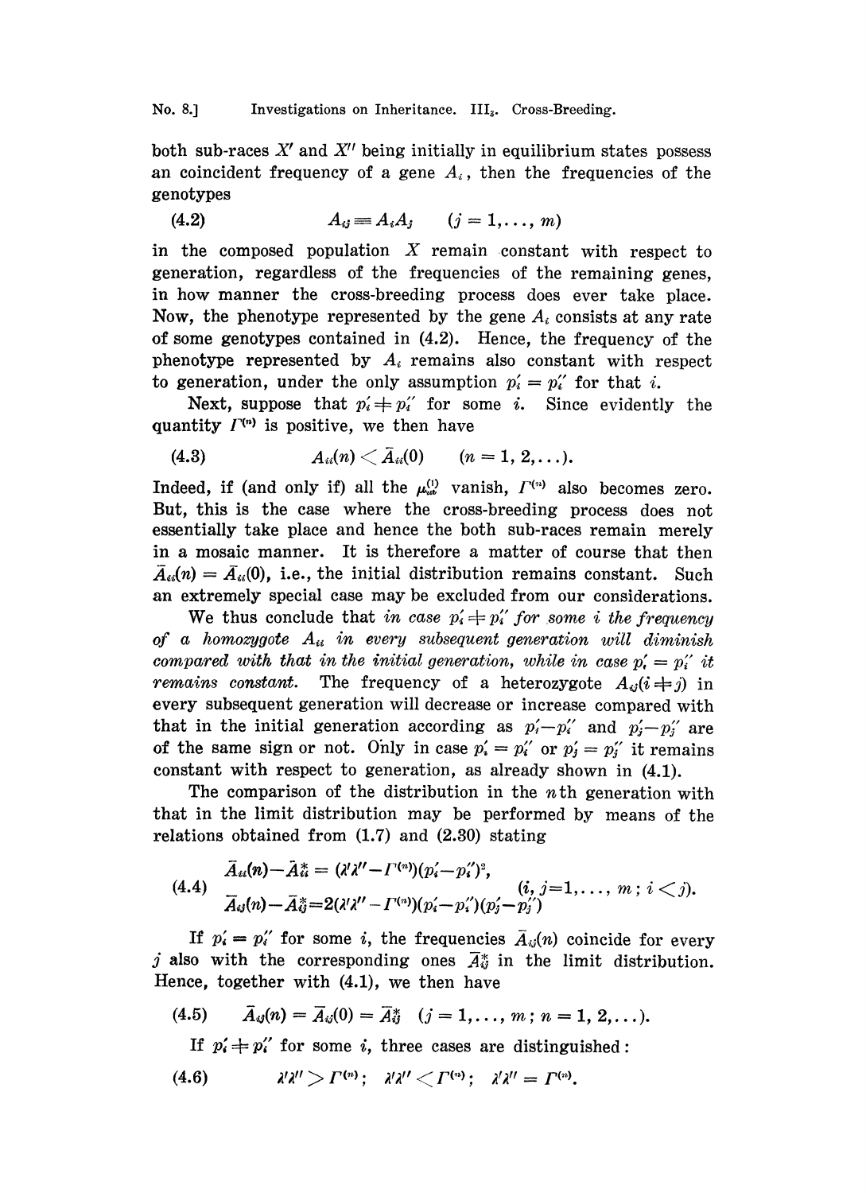both sub-races $X'$ and $X''$ being initially in equilibrium states possess an coincident frequency of a gene $A_i$, then the frequencies of the genotypes

$$A_{ij} \equiv A_i A_j \qquad (j = 1, \dots, m) \tag{4.2}$$

in the composed population $X$ remain constant with respect to generation, regardless of the frequencies of the remaining genes, in how manner the cross-breeding process does ever take place. Now, the phenotype represented by the gene $A_i$ consists at any rate of some genotypes contained in (4.2). Hence, the frequency of the phenotype represented by $A_i$ remains also constant with respect to generation, under the only assumption $p'_i = p''_i$ for that $i$.

Next, suppose that $p'_i \neq p''_i$ for some $i$. Since evidently the quantity $\Gamma^{(n)}$ is positive, we then have

$$A_{ii}(n) < \bar{A}_{ii}(0) \qquad (n = 1, 2, \dots). \tag{4.3}$$

Indeed, if (and only if) all the $\mu^{(i)}_{ii}$ vanish, $\Gamma^{(n)}$ also becomes zero. But, this is the case where the cross-breeding process does not essentially take place and hence the both sub-races remain merely in a mosaic manner. It is therefore a matter of course that then $\bar{A}_{ii}(n) = \bar{A}_{ii}(0)$, i.e., the initial distribution remains constant. Such an extremely special case may be excluded from our considerations.

We thus conclude that *in case $p'_i \neq p''_i$ for some $i$ the frequency of a homozygote $A_{ii}$ in every subsequent generation will diminish compared with that in the initial generation, while in case $p'_i = p''_i$ it remains constant.* The frequency of a heterozygote $A_{ij} (i \neq j)$ in every subsequent generation will decrease or increase compared with that in the initial generation according as $p'_i - p''_i$ and $p'_j - p''_j$ are of the same sign or not. Only in case $p'_i = p''_i$ or $p'_j = p''_j$ it remains constant with respect to generation, as already shown in (4.1).

The comparison of the distribution in the $n$th generation with that in the limit distribution may be performed by means of the relations obtained from (1.7) and (2.30) stating

$$\begin{aligned} \bar{A}_{ii}(n) - \bar{A}^*_{ii} &= (\lambda'\lambda'' - \Gamma^{(n)})(p'_i - p''_i)^2, \\ \bar{A}_{ij}(n) - \bar{A}^*_{ij} &= 2(\lambda'\lambda'' - \Gamma^{(n)})(p'_i - p''_i)(p'_j - p''_j) \end{aligned} \qquad (i, j = 1, \dots, m;\ i < j). \tag{4.4}$$

If $p'_i = p''_i$ for some $i$, the frequencies $\bar{A}_{ij}(n)$ coincide for every $j$ also with the corresponding ones $\bar{A}^*_{ij}$ in the limit distribution. Hence, together with (4.1), we then have

$$\bar{A}_{ij}(n) = \bar{A}_{ij}(0) = \bar{A}^*_{ij} \quad (j = 1, \dots, m;\ n = 1, 2, \dots). \tag{4.5}$$

If $p'_i \neq p''_i$ for some $i$, three cases are distinguished:

$$\lambda'\lambda'' > \Gamma^{(n)}; \quad \lambda'\lambda'' < \Gamma^{(n)}; \quad \lambda'\lambda'' = \Gamma^{(n)}. \tag{4.6}$$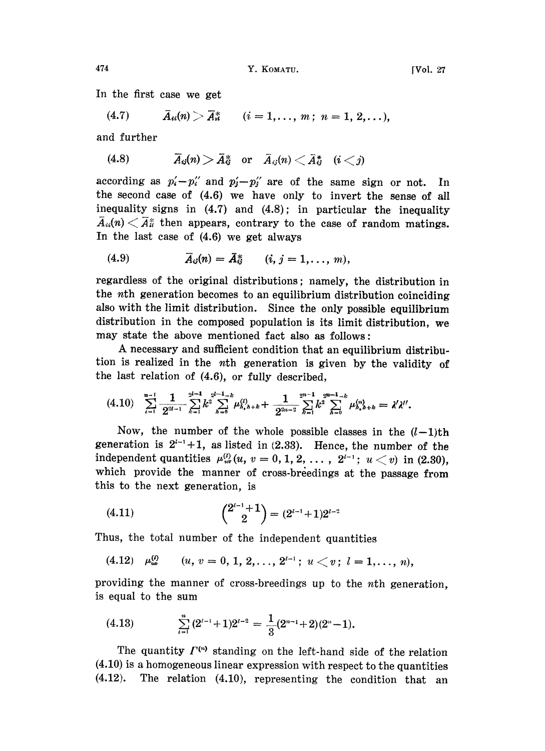In the first case we get

$$\bar{A}_{ii}(n) > \bar{A}^*_{ii} \qquad (i = 1, \dots, m;\ n = 1, 2, \dots), \tag{4.7}$$

and further

$$\bar{A}_{ij}(n) > \bar{A}^*_{ij} \quad \text{or} \quad \bar{A}_{ij}(n) < \bar{A}^*_{ij} \quad (i < j) \tag{4.8}$$

according as $p'_i - p''_i$ and $p'_j - p''_j$ are of the same sign or not. In the second case of (4.6) we have only to invert the sense of all inequality signs in (4.7) and (4.8); in particular the inequality $\bar{A}_{ii}(n) < \bar{A}^*_{ii}$ then appears, contrary to the case of random matings. In the last case of (4.6) we get always

$$\bar{A}_{ij}(n) = \bar{A}^*_{ij} \qquad (i, j = 1, \dots, m), \tag{4.9}$$

regardless of the original distributions; namely, the distribution in the $n$th generation becomes to an equilibrium distribution coinciding also with the limit distribution. Since the only possible equilibrium distribution in the composed population is its limit distribution, we may state the above mentioned fact also as follows:

A necessary and sufficient condition that an equilibrium distribution is realized in the $n$th generation is given by the validity of the last relation of (4.6), or fully described,

$$\sum_{l=1}^{n-1} \frac{1}{2^{2l-1}} \sum_{k=1}^{2^{l-1}} k^2 \sum_{h=0}^{2^{l-1}-k} \mu^{(l)}_{h,h+k} + \frac{1}{2^{2n-2}} \sum_{k=1}^{2^{n-1}} k^2 \sum_{h=0}^{2^{n-1}-k} \mu^{(n)}_{h,h+k} = \lambda' \lambda''. \tag{4.10}$$

Now, the number of the whole possible classes in the $(l-1)$th generation is $2^{l-1}+1$, as listed in (2.33). Hence, the number of the independent quantities $\mu^{(l)}_{uv}$ $(u, v = 0, 1, 2, \dots, 2^{l-1};\ u < v)$ in (2.30), which provide the manner of cross-breedings at the passage from this to the next generation, is

$$\binom{2^{l-1}+1}{2} = (2^{l-1}+1)2^{l-2} \tag{4.11}$$

Thus, the total number of the independent quantities

$$\mu^{(l)}_{uv} \qquad (u, v = 0, 1, 2, \dots, 2^{l-1};\ u < v;\ l = 1, \dots, n), \tag{4.12}$$

providing the manner of cross-breedings up to the $n$th generation, is equal to the sum

$$\sum_{l=1}^{n} (2^{l-1}+1)2^{l-2} = \frac{1}{3}(2^{n-1}+2)(2^n-1). \tag{4.13}$$

The quantity $\Gamma^{(n)}$ standing on the left-hand side of the relation (4.10) is a homogeneous linear expression with respect to the quantities (4.12). The relation (4.10), representing the condition that an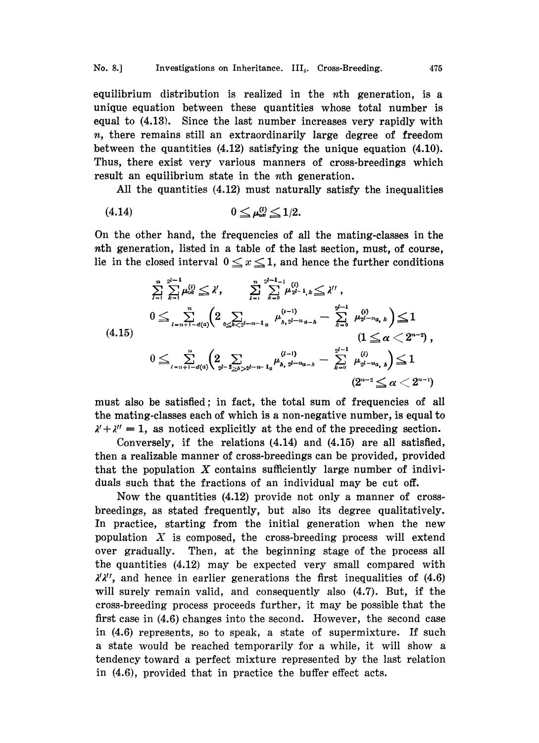equilibrium distribution is realized in the $n$th generation, is a unique equation between these quantities whose total number is equal to (4.13). Since the last number increases very rapidly with $n$, there remains still an extraordinarily large degree of freedom between the quantities (4.12) satisfying the unique equation (4.10). Thus, there exist very various manners of cross-breedings which result an equilibrium state in the $n$th generation.

All the quantities (4.12) must naturally satisfy the inequalities

$$(4.14) \qquad 0 \leq \mu_{uv}^{(l)} \leq 1/2.$$

On the other hand, the frequencies of all the mating-classes in the $n$th generation, listed in a table of the last section, must, of course, lie in the closed interval $0 \leq x \leq 1$, and hence the further conditions

$$(4.15) \qquad \begin{gathered} \sum_{l=1}^{n} \sum_{k=1}^{2^l-1} \mu_{0k}^{(l)} \leq \lambda', \qquad \sum_{l=1}^{n} \sum_{k=0}^{2^l-1-1} \mu_{2^l-1,k}^{(l)} \leq \lambda'', \\ 0 \leq \sum_{l=n+1-d(\alpha)}^{n} \Bigl( 2 \sum_{0 \leq h < 2^{l-n-1}\alpha} \mu_{h,\, 2^{l-n}\alpha - h}^{(l-1)} - \sum_{k=0}^{2^l-1} \mu_{2^{l-n}\alpha,\, k}^{(l)} \Bigr) \leq 1 \\ (1 \leq \alpha < 2^{n-2}), \\ 0 \leq \sum_{l=n+1-d(\alpha)}^{n} \Bigl( 2 \sum_{2^l-2 \geq h > 2^{l-n-1}\alpha} \mu_{h,\, 2^{l-n}\alpha - h}^{(l-1)} - \sum_{k=0}^{2^l-1} \mu_{2^{l-n}\alpha,\, k}^{(l)} \Bigr) \leq 1 \\ (2^{n-2} \leq \alpha < 2^{n-1}) \end{gathered}$$

must also be satisfied; in fact, the total sum of frequencies of all the mating-classes each of which is a non-negative number, is equal to $\lambda' + \lambda'' = 1$, as noticed explicitly at the end of the preceding section.

Conversely, if the relations (4.14) and (4.15) are all satisfied, then a realizable manner of cross-breedings can be provided, provided that the population $X$ contains sufficiently large number of individuals such that the fractions of an individual may be cut off.

Now the quantities (4.12) provide not only a manner of cross-breedings, as stated frequently, but also its degree qualitatively. In practice, starting from the initial generation when the new population $X$ is composed, the cross-breeding process will extend over gradually. Then, at the beginning stage of the process all the quantities (4.12) may be expected very small compared with $\lambda'\lambda''$, and hence in earlier generations the first inequalities of (4.6) will surely remain valid, and consequently also (4.7). But, if the cross-breeding process proceeds further, it may be possible that the first case in (4.6) changes into the second. However, the second case in (4.6) represents, so to speak, a state of supermixture. If such a state would be reached temporarily for a while, it will show a tendency toward a perfect mixture represented by the last relation in (4.6), provided that in practice the buffer effect acts.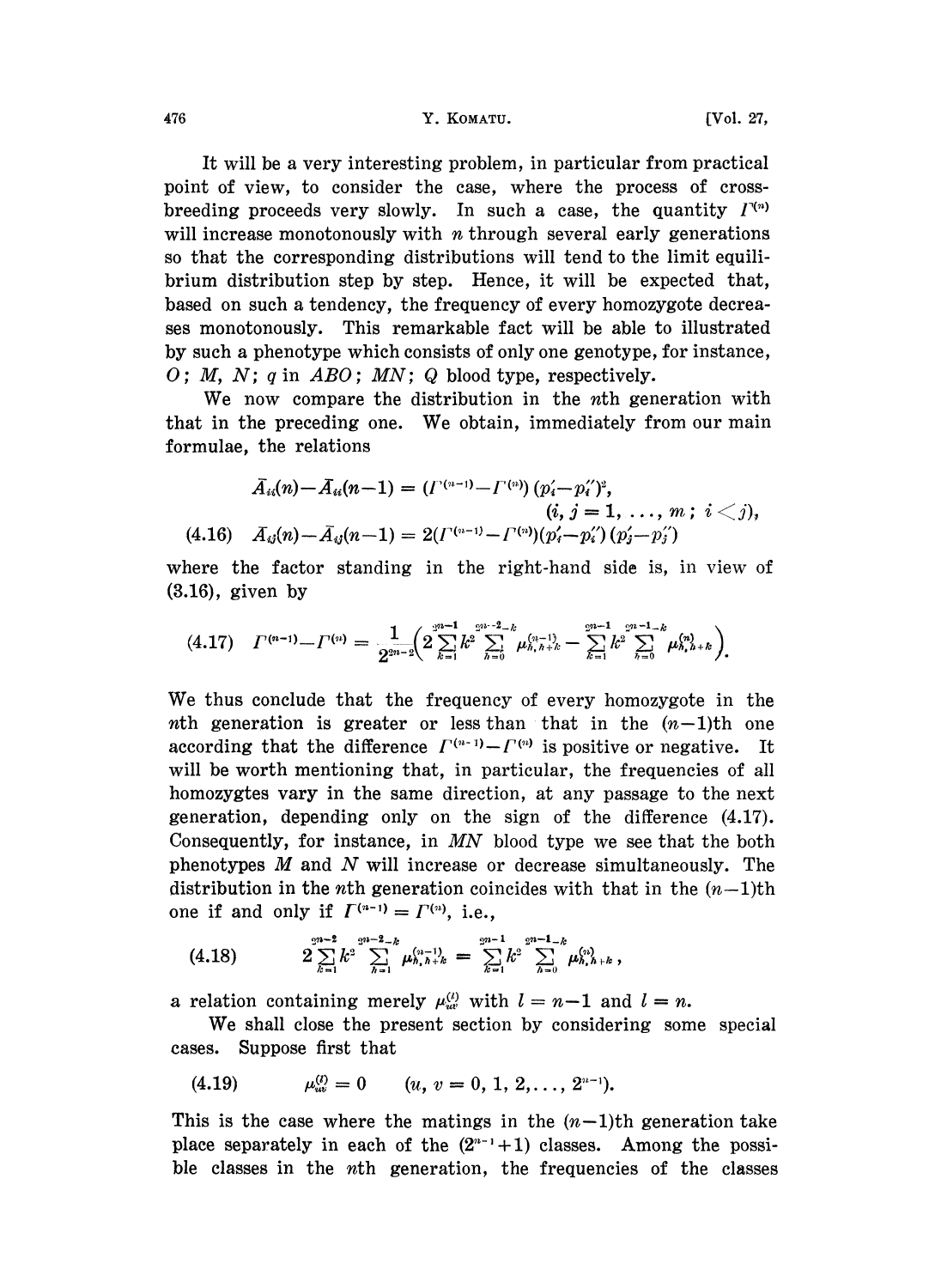It will be a very interesting problem, in particular from practical point of view, to consider the case, where the process of cross-breeding proceeds very slowly. In such a case, the quantity $\Gamma^{(n)}$ will increase monotonously with $n$ through several early generations so that the corresponding distributions will tend to the limit equilibrium distribution step by step. Hence, it will be expected that, based on such a tendency, the frequency of every homozygote decreases monotonously. This remarkable fact will be able to illustrated by such a phenotype which consists of only one genotype, for instance, $O$; $M$, $N$; $q$ in $ABO$; $MN$; $Q$ blood type, respectively.

We now compare the distribution in the $n$th generation with that in the preceding one. We obtain, immediately from our main formulae, the relations

$$\bar{A}_{ii}(n)-\bar{A}_{ii}(n-1) = (\Gamma^{(n-1)}-\Gamma^{(n)})(p_i'-p_i'')^2,$$

$$(i, j = 1, \ldots, m;\ i<j),$$

$$\bar{A}_{ij}(n)-\bar{A}_{ij}(n-1) = 2(\Gamma^{(n-1)}-\Gamma^{(n)})(p_i'-p_i'')(p_j'-p_j'') \tag{4.16}$$

where the factor standing in the right-hand side is, in view of (3.16), given by

$$\Gamma^{(n-1)}-\Gamma^{(n)} = \frac{1}{2^{2n-2}}\Big(2\sum_{k=1}^{2^{n-1}}k^2\sum_{h=0}^{2^{n-2}-k}\mu_{h,h+k}^{(n-1)} - \sum_{k=1}^{2^{n-1}}k^2\sum_{h=0}^{2^{n-1}-k}\mu_{h,h+k}^{(n)}\Big). \tag{4.17}$$

We thus conclude that the frequency of every homozygote in the $n$th generation is greater or less than that in the $(n-1)$th one according that the difference $\Gamma^{(n-1)}-\Gamma^{(n)}$ is positive or negative. It will be worth mentioning that, in particular, the frequencies of all homozygtes vary in the same direction, at any passage to the next generation, depending only on the sign of the difference (4.17). Consequently, for instance, in $MN$ blood type we see that the both phenotypes $M$ and $N$ will increase or decrease simultaneously. The distribution in the $n$th generation coincides with that in the $(n-1)$th one if and only if $\Gamma^{(n-1)}=\Gamma^{(n)}$, i.e.,

$$2\sum_{k=1}^{2^{n-2}}k^2\sum_{h=1}^{2^{n-2}-k}\mu_{h,h+k}^{(n-1)} = \sum_{k=1}^{2^{n-1}}k^2\sum_{h=0}^{2^{n-1}-k}\mu_{h,h+k}^{(n)}, \tag{4.18}$$

a relation containing merely $\mu_{uv}^{(l)}$ with $l=n-1$ and $l=n$.

We shall close the present section by considering some special cases. Suppose first that

$$\mu_{uv}^{(l)} = 0 \qquad (u, v = 0, 1, 2, \ldots, 2^{n-1}). \tag{4.19}$$

This is the case where the matings in the $(n-1)$th generation take place separately in each of the $(2^{n-1}+1)$ classes. Among the possible classes in the $n$th generation, the frequencies of the classes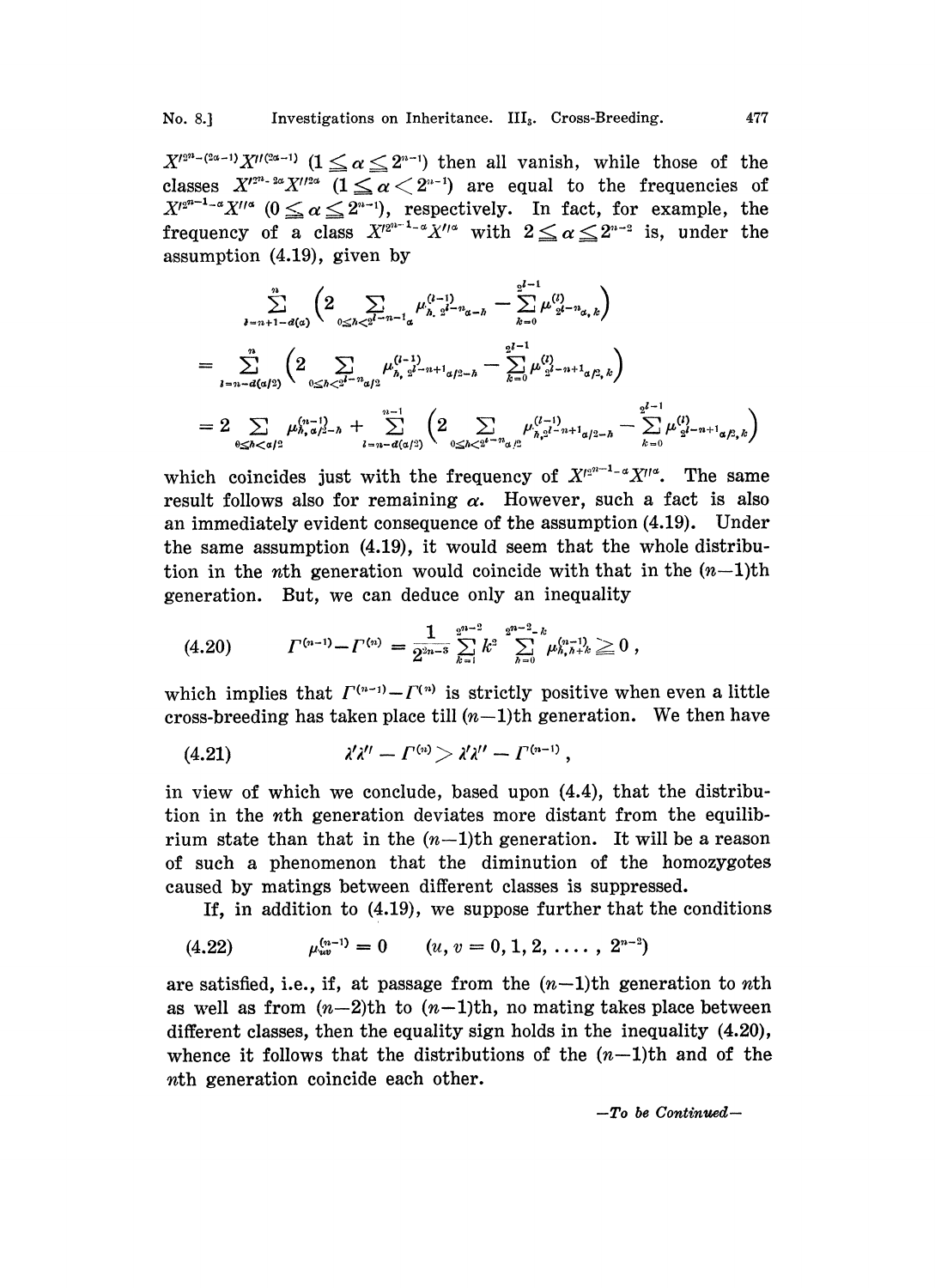$X'^{2^n-(2\alpha-1)}X''^{(2\alpha-1)}$ $(1 \leq \alpha \leq 2^{n-1})$ then all vanish, while those of the classes $X'^{2^n-2\alpha}X''^{2\alpha}$ $(1 \leq \alpha < 2^{n-1})$ are equal to the frequencies of $X'^{2^{n-1}-\alpha}X''^{\alpha}$ $(0 \leq \alpha \leq 2^{n-1})$, respectively. In fact, for example, the frequency of a class $X'^{2^{n-1}-\alpha}X''^{\alpha}$ with $2 \leq \alpha \leq 2^{n-2}$ is, under the assumption (4.19), given by

$$\sum_{l=n+1-d(\alpha)}^{n} \left( 2 \sum_{0 \leq h < 2^{l-n-1}\alpha} \mu_{h,\, 2^{l-n}\alpha-h}^{(l-1)} - \sum_{k=0}^{2^l-1} \mu_{2^{l-n}\alpha,\, k}^{(l)} \right)$$

$$= \sum_{l=n-d(\alpha/2)}^{n} \left( 2 \sum_{0 \leq h < 2^{l-n}\alpha/2} \mu_{h,\, 2^{l-n+1}\alpha/2-h}^{(l-1)} - \sum_{k=0}^{2^l-1} \mu_{2^{l-n+1}\alpha/2,\, k}^{(l)} \right)$$

$$= 2 \sum_{0 \leq h < \alpha/2} \mu_{h,\, \alpha/2-h}^{(n-1)} + \sum_{l=n-d(\alpha/2)}^{n-1} \left( 2 \sum_{0 \leq h < 2^{l-n}\alpha/2} \mu_{h,\, 2^{l-n+1}\alpha/2-h}^{(l-1)} - \sum_{k=0}^{2^l-1} \mu_{2^{l-n+1}\alpha/2,\, k}^{(l)} \right)$$

which coincides just with the frequency of $X'^{2^{n-1}-\alpha}X''^{\alpha}$. The same result follows also for remaining $\alpha$. However, such a fact is also an immediately evident consequence of the assumption (4.19). Under the same assumption (4.19), it would seem that the whole distribution in the $n$th generation would coincide with that in the $(n-1)$th generation. But, we can deduce only an inequality

$$\Gamma^{(n-1)} - \Gamma^{(n)} = \frac{1}{2^{2n-3}} \sum_{k=1}^{2^{n-2}} k^2 \sum_{h=0}^{2^{n-2}-k} \mu_{h,\, h+k}^{(n-1)} \geq 0 \, , \tag{4.20}$$

which implies that $\Gamma^{(n-1)} - \Gamma^{(n)}$ is strictly positive when even a little cross-breeding has taken place till $(n-1)$th generation. We then have

$$\lambda'\lambda'' - \Gamma^{(n)} > \lambda'\lambda'' - \Gamma^{(n-1)} \, , \tag{4.21}$$

in view of which we conclude, based upon (4.4), that the distribution in the $n$th generation deviates more distant from the equilibrium state than that in the $(n-1)$th generation. It will be a reason of such a phenomenon that the diminution of the homozygotes caused by matings between different classes is suppressed.

If, in addition to (4.19), we suppose further that the conditions

$$\mu_{uv}^{(n-1)} = 0 \qquad (u, v = 0, 1, 2, \ldots, 2^{n-2}) \tag{4.22}$$

are satisfied, i.e., if, at passage from the $(n-1)$th generation to $n$th as well as from $(n-2)$th to $(n-1)$th, no mating takes place between different classes, then the equality sign holds in the inequality (4.20), whence it follows that the distributions of the $(n-1)$th and of the $n$th generation coincide each other.

*—To be Continued—*